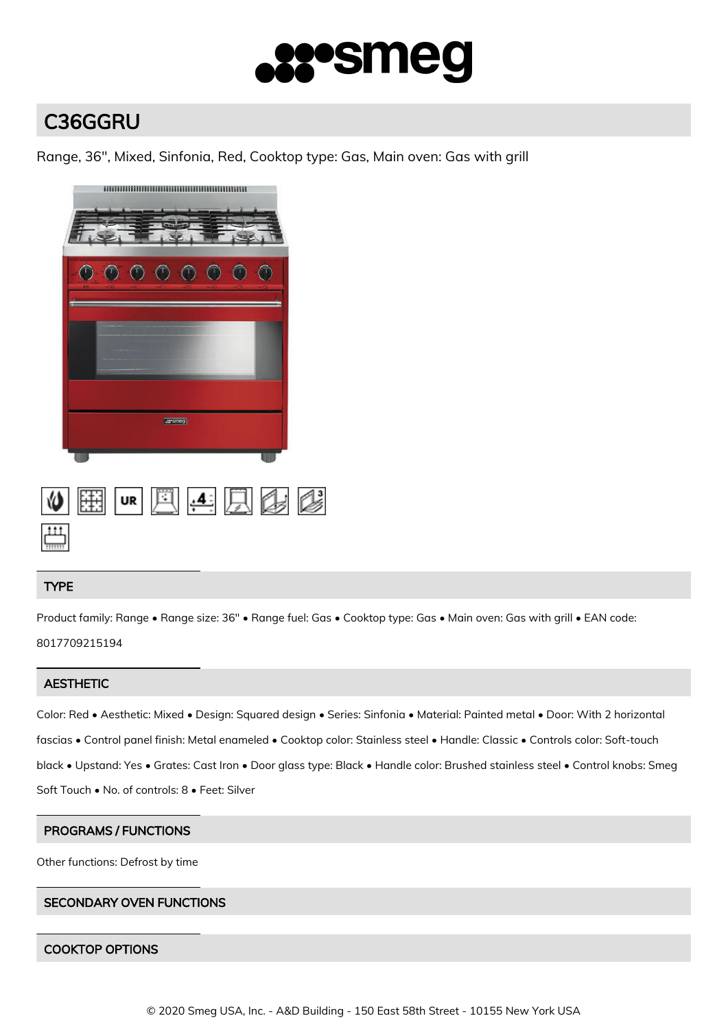# C36GGRU

Range, 36", Mixed, Sinfonia, Red, Cooktop type: Gas, Main oven: Gas with grill

## TYPE

Product family: Range • Range size: 36" • Range fuel: Gas • Cooktop type: Gas • Main oven: Gas with grill • EAN code: 8017709215194

## AESTHETIC

Color: Red • Aesthetic: Mixed • Design: Squared design • Series: Sinfonia • Material: Painted metal • Door: With 2 horizontal fascias • Control panel finish: Metal enameled • Cooktop color: Stainless steel • Handle: Classic • Controls color: Soft-touch black • Upstand: Yes • Grates: Cast Iron • Door glass type: Black • Handle color: Brushed stainless steel • Control knobs: Smeg Soft Touch • No. of controls: 8 • Feet: Silver

## PROGRAMS / FUNCTIONS

Other functions: Defrost by time

## SECONDARY OVEN FUNCTIONS

## COOKTOP OPTIONS

© 2020 Smeg USA, Inc. - A&D Building - 150 East 58th Street - 10155 New York USA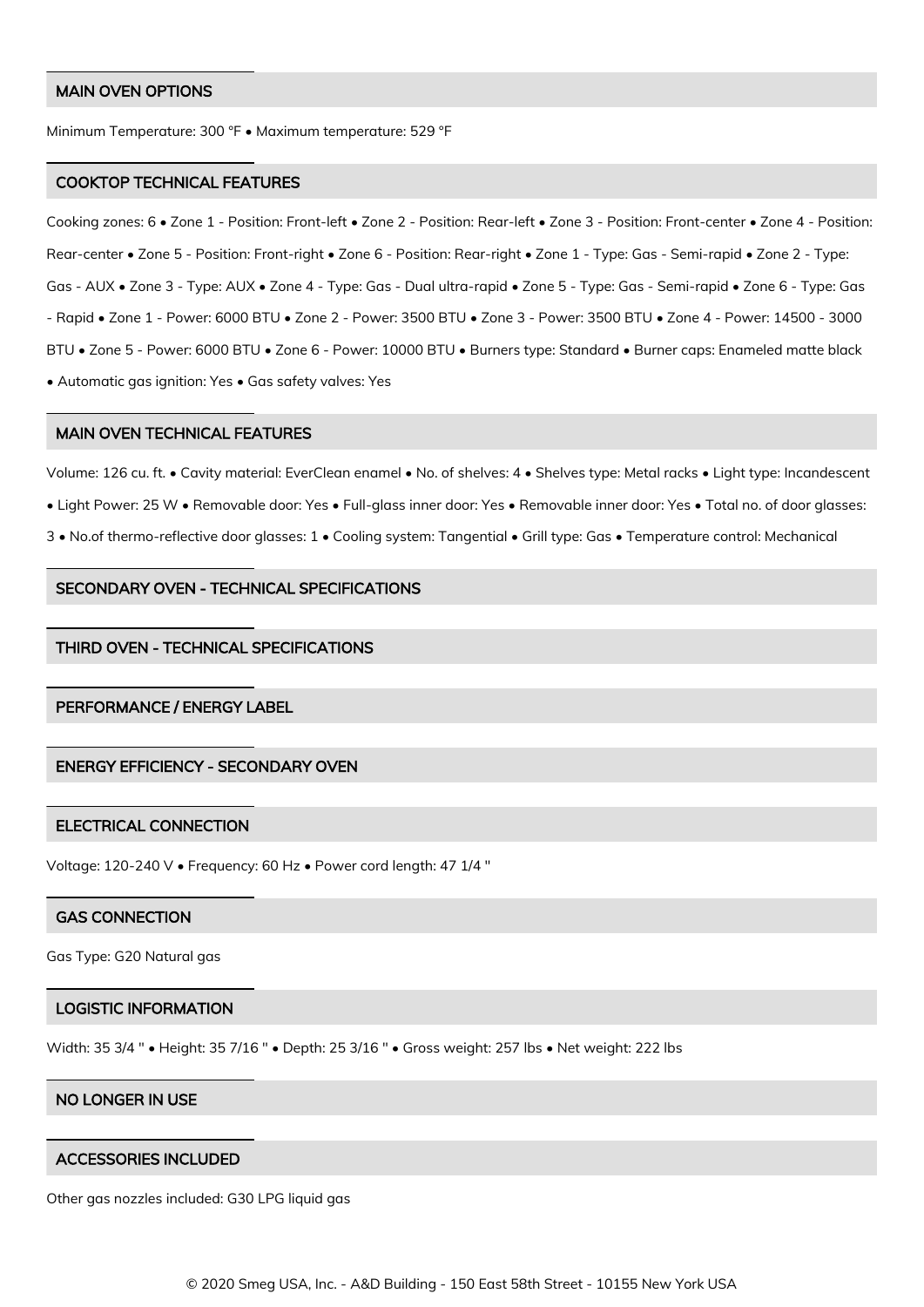## MAIN OVEN OPTIONS

Minimum Temperature: 300 °F • Maximum temperature: 529 °F

## COOKTOP TECHNICAL FEATURES

Cooking zones: 6 • Zone 1 - Position: Front-left • Zone 2 - Position: Rear-left • Zone 3 - Position: Front-center • Zone 4 - Position: Rear-center • Zone 5 - Position: Front-right • Zone 6 - Position: Rear-right • Zone 1 - Type: Gas - Semi-rapid • Zone 2 - Type: Gas - AUX • Zone 3 - Type: AUX • Zone 4 - Type: Gas - Dual ultra-rapid • Zone 5 - Type: Gas - Semi-rapid • Zone 6 - Type: Gas - Rapid • Zone 1 - Power: 6000 BTU • Zone 2 - Power: 3500 BTU • Zone 3 - Power: 3500 BTU • Zone 4 - Power: 14500 - 3000 BTU • Zone 5 - Power: 6000 BTU • Zone 6 - Power: 10000 BTU • Burners type: Standard • Burner caps: Enameled matte black • Automatic gas ignition: Yes • Gas safety valves: Yes

## MAIN OVEN TECHNICAL FEATURES

Volume: 126 cu. ft. • Cavity material: EverClean enamel • No. of shelves: 4 • Shelves type: Metal racks • Light type: Incandescent • Light Power: 25 W • Removable door: Yes • Full-glass inner door: Yes • Removable inner door: Yes • Total no. of door glasses: 3 • No.of thermo-reflective door glasses: 1 • Cooling system: Tangential • Grill type: Gas • Temperature control: Mechanical

## SECONDARY OVEN - TECHNICAL SPECIFICATIONS

## THIRD OVEN - TECHNICAL SPECIFICATIONS

## PERFORMANCE / ENERGY LABEL

## ENERGY EFFICIENCY - SECONDARY OVEN

## ELECTRICAL CONNECTION

Voltage: 120-240 V • Frequency: 60 Hz • Power cord length: 47 1/4 "

## GAS CONNECTION

Gas Type: G20 Natural gas

## LOGISTIC INFORMATION

Width: 35 3/4 " • Height: 35 7/16 " • Depth: 25 3/16 " • Gross weight: 257 lbs • Net weight: 222 lbs

## NO LONGER IN USE

## ACCESSORIES INCLUDED

Other gas nozzles included: G30 LPG liquid gas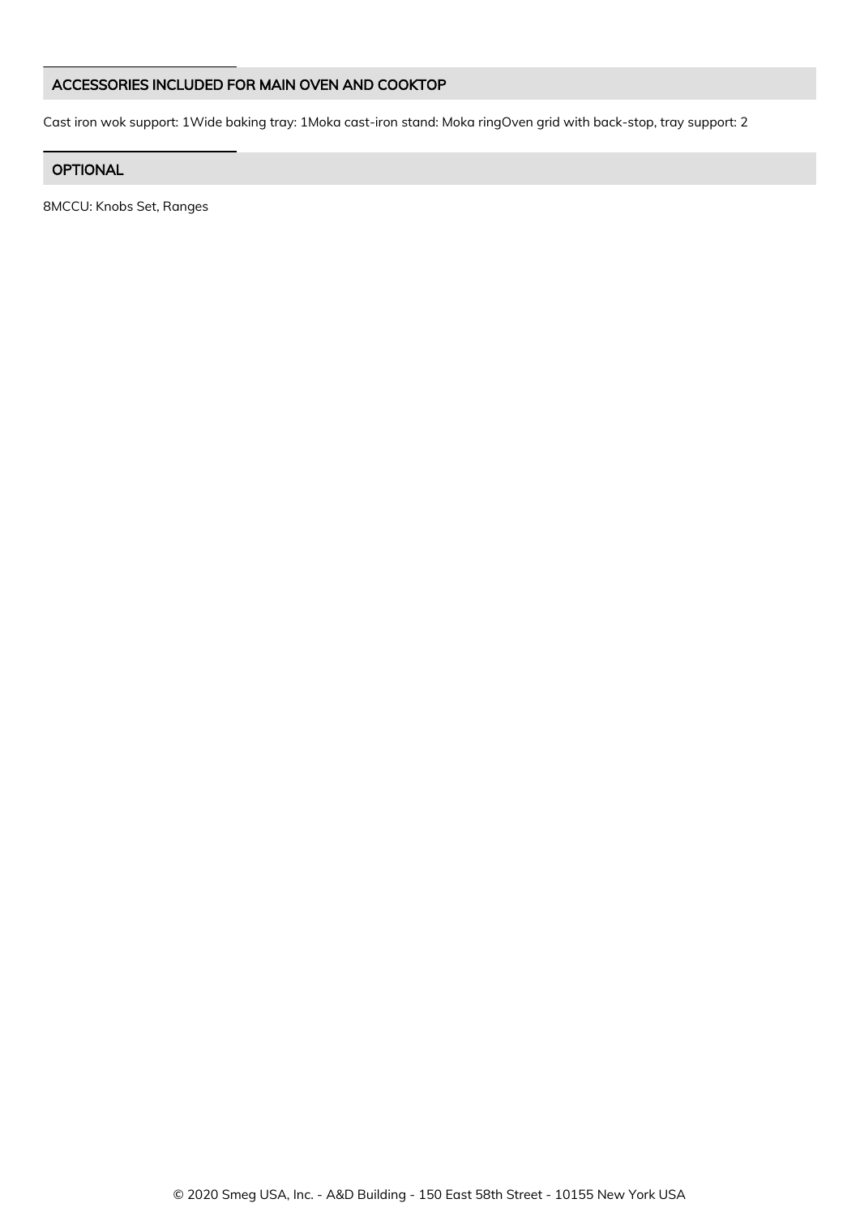## ACCESSORIES INCLUDED FOR MAIN OVEN AND COOKTOP

Cast iron wok support: 1Wide baking tray: 1Moka cast-iron stand: Moka ringOven grid with back-stop, tray support: 2

## OPTIONAL

8MCCU: Knobs Set, Ranges

© 2020 Smeg USA, Inc. - A&D Building - 150 East 58th Street - 10155 New York USA